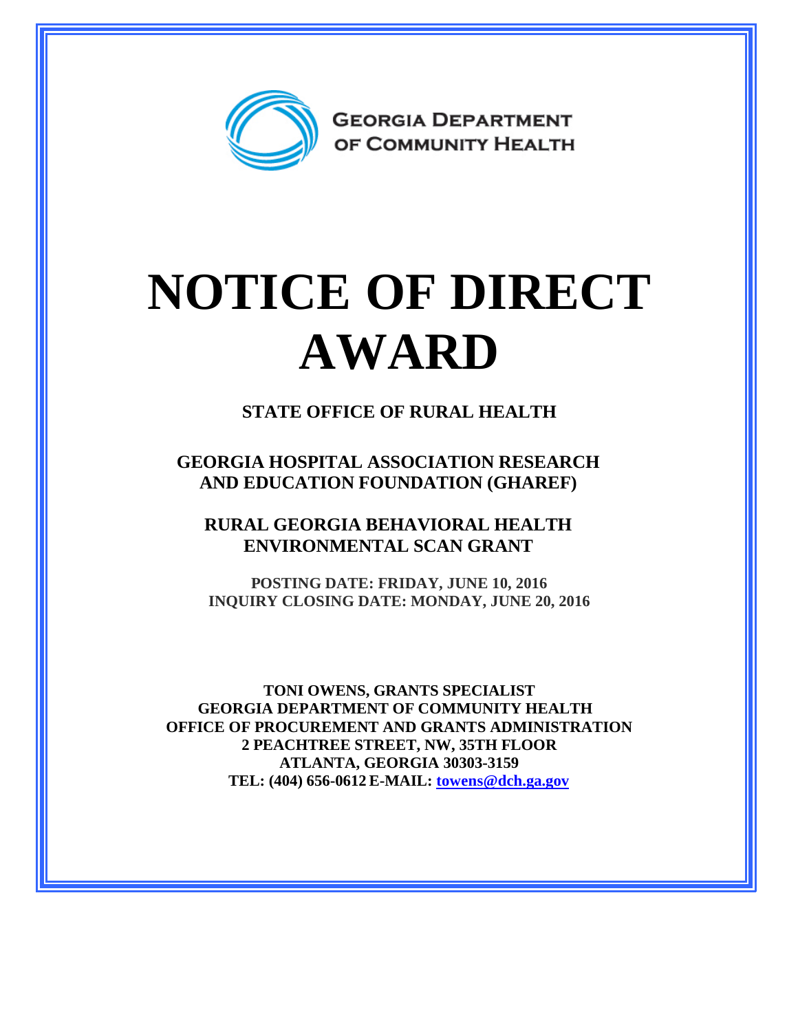GEORGIA DEPARTMENT OF COMMUNITY HEALTH

# NOTICE OF DIRECT AWARD

**STATE OFFICE OF RURAL HEALTH**

**GEORGIA HOSPITAL ASSOCIATION RESEARCH AND EDUCATION FOUNDATION (GHAREF)**

**RURAL GEORGIA BEHAVIORAL HEALTH ENVIRONMENTAL SCAN GRANT**

**POSTING DATE: FRIDAY, JUNE 10, 2016**
**INQUIRY CLOSING DATE: MONDAY, JUNE 20, 2016**

**TONI OWENS, GRANTS SPECIALIST**
**GEORGIA DEPARTMENT OF COMMUNITY HEALTH**
**OFFICE OF PROCUREMENT AND GRANTS ADMINISTRATION**
**2 PEACHTREE STREET, NW, 35TH FLOOR**
**ATLANTA, GEORGIA 30303-3159**
**TEL: (404) 656-0612 E-MAIL: towens@dch.ga.gov**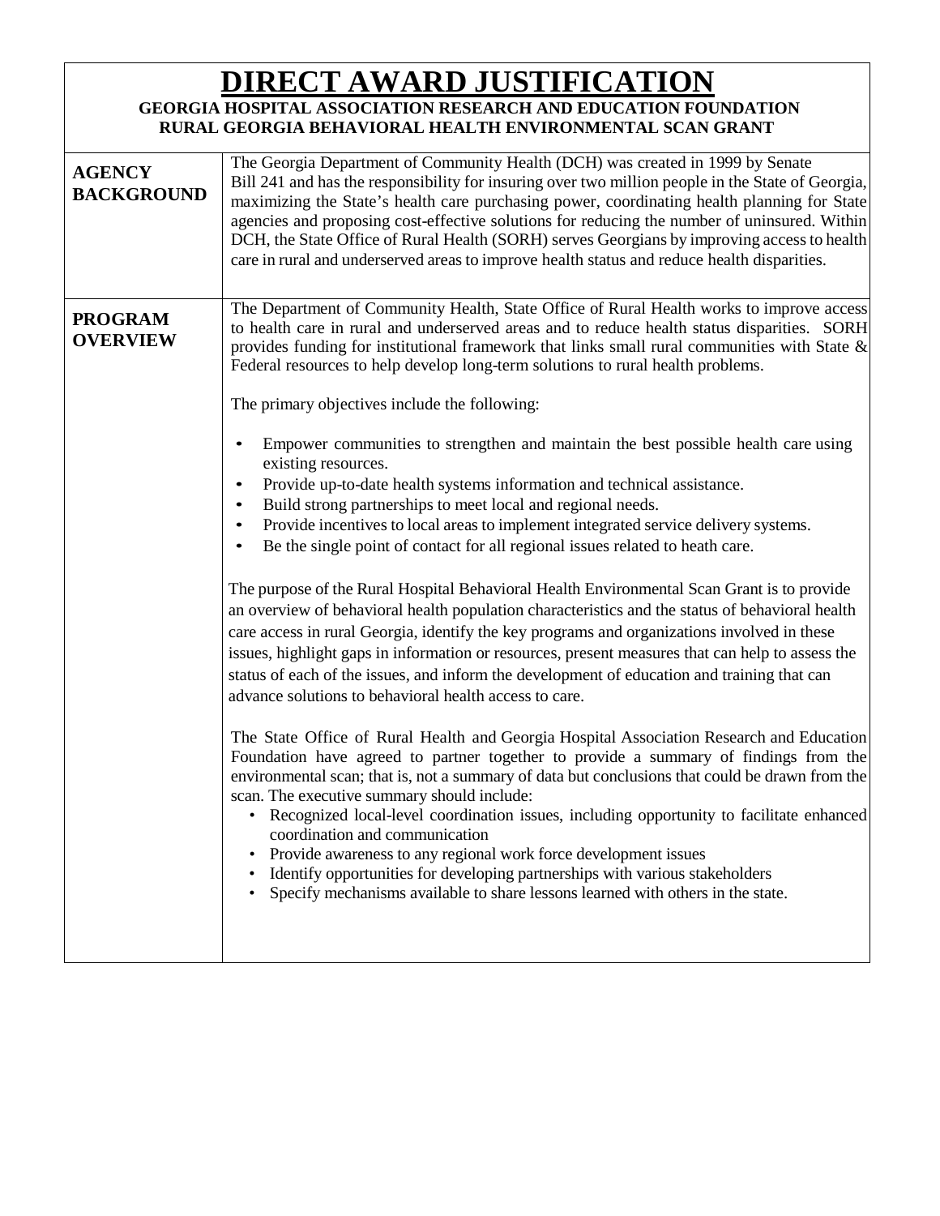# DIRECT AWARD JUSTIFICATION

**GEORGIA HOSPITAL ASSOCIATION RESEARCH AND EDUCATION FOUNDATION**
**RURAL GEORGIA BEHAVIORAL HEALTH ENVIRONMENTAL SCAN GRANT**

## AGENCY BACKGROUND

The Georgia Department of Community Health (DCH) was created in 1999 by Senate Bill 241 and has the responsibility for insuring over two million people in the State of Georgia, maximizing the State's health care purchasing power, coordinating health planning for State agencies and proposing cost-effective solutions for reducing the number of uninsured. Within DCH, the State Office of Rural Health (SORH) serves Georgians by improving access to health care in rural and underserved areas to improve health status and reduce health disparities.

## PROGRAM OVERVIEW

The Department of Community Health, State Office of Rural Health works to improve access to health care in rural and underserved areas and to reduce health status disparities. SORH provides funding for institutional framework that links small rural communities with State & Federal resources to help develop long-term solutions to rural health problems.

The primary objectives include the following:

- Empower communities to strengthen and maintain the best possible health care using existing resources.
- Provide up-to-date health systems information and technical assistance.
- Build strong partnerships to meet local and regional needs.
- Provide incentives to local areas to implement integrated service delivery systems.
- Be the single point of contact for all regional issues related to heath care.

The purpose of the Rural Hospital Behavioral Health Environmental Scan Grant is to provide an overview of behavioral health population characteristics and the status of behavioral health care access in rural Georgia, identify the key programs and organizations involved in these issues, highlight gaps in information or resources, present measures that can help to assess the status of each of the issues, and inform the development of education and training that can advance solutions to behavioral health access to care.

The State Office of Rural Health and Georgia Hospital Association Research and Education Foundation have agreed to partner together to provide a summary of findings from the environmental scan; that is, not a summary of data but conclusions that could be drawn from the scan. The executive summary should include:

- Recognized local-level coordination issues, including opportunity to facilitate enhanced coordination and communication
- Provide awareness to any regional work force development issues
- Identify opportunities for developing partnerships with various stakeholders
- Specify mechanisms available to share lessons learned with others in the state.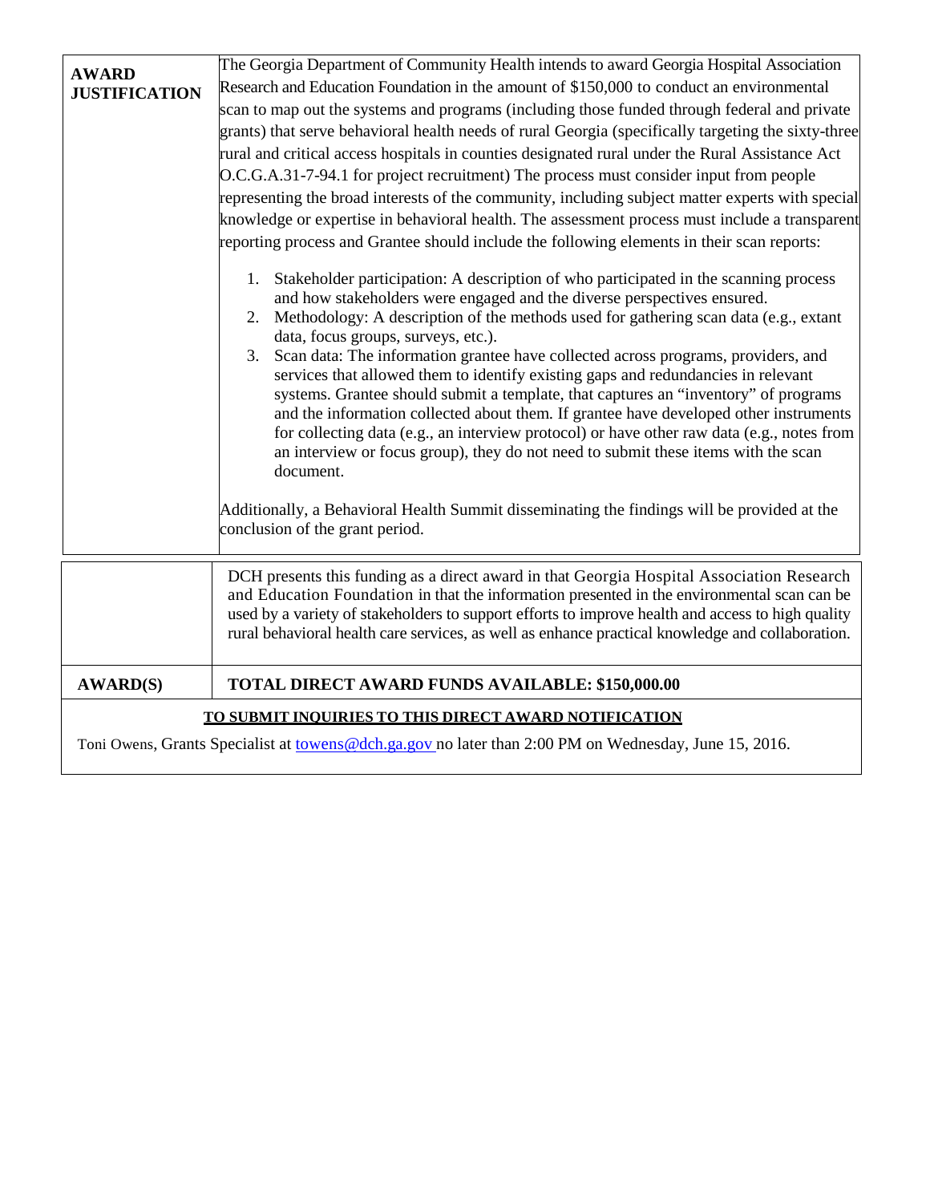| | |
|---|---|
| **AWARD JUSTIFICATION** | The Georgia Department of Community Health intends to award Georgia Hospital Association Research and Education Foundation in the amount of $150,000 to conduct an environmental scan to map out the systems and programs (including those funded through federal and private grants) that serve behavioral health needs of rural Georgia (specifically targeting the sixty-three rural and critical access hospitals in counties designated rural under the Rural Assistance Act O.C.G.A.31-7-94.1 for project recruitment) The process must consider input from people representing the broad interests of the community, including subject matter experts with special knowledge or expertise in behavioral health. The assessment process must include a transparent reporting process and Grantee should include the following elements in their scan reports:<br><br>1. Stakeholder participation: A description of who participated in the scanning process and how stakeholders were engaged and the diverse perspectives ensured.<br>2. Methodology: A description of the methods used for gathering scan data (e.g., extant data, focus groups, surveys, etc.).<br>3. Scan data: The information grantee have collected across programs, providers, and services that allowed them to identify existing gaps and redundancies in relevant systems. Grantee should submit a template, that captures an "inventory" of programs and the information collected about them. If grantee have developed other instruments for collecting data (e.g., an interview protocol) or have other raw data (e.g., notes from an interview or focus group), they do not need to submit these items with the scan document.<br><br>Additionally, a Behavioral Health Summit disseminating the findings will be provided at the conclusion of the grant period. |
| | DCH presents this funding as a direct award in that Georgia Hospital Association Research and Education Foundation in that the information presented in the environmental scan can be used by a variety of stakeholders to support efforts to improve health and access to high quality rural behavioral health care services, as well as enhance practical knowledge and collaboration. |
| **AWARD(S)** | **TOTAL DIRECT AWARD FUNDS AVAILABLE: $150,000.00** |

**TO SUBMIT INQUIRIES TO THIS DIRECT AWARD NOTIFICATION**

Toni Owens, Grants Specialist at towens@dch.ga.gov no later than 2:00 PM on Wednesday, June 15, 2016.